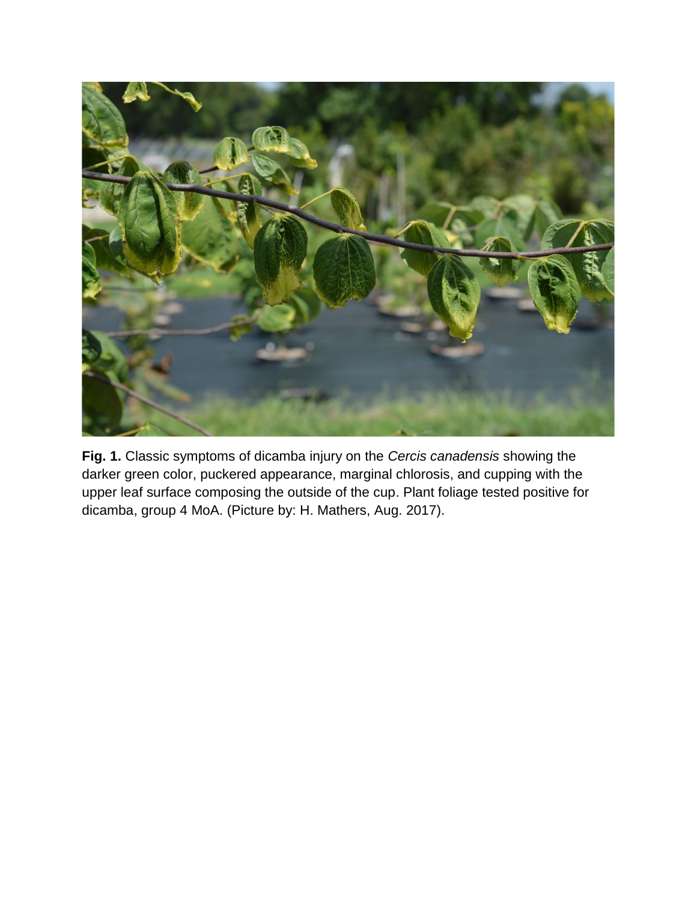**Fig. 1.** Classic symptoms of dicamba injury on the *Cercis canadensis* showing the darker green color, puckered appearance, marginal chlorosis, and cupping with the upper leaf surface composing the outside of the cup. Plant foliage tested positive for dicamba, group 4 MoA. (Picture by: H. Mathers, Aug. 2017).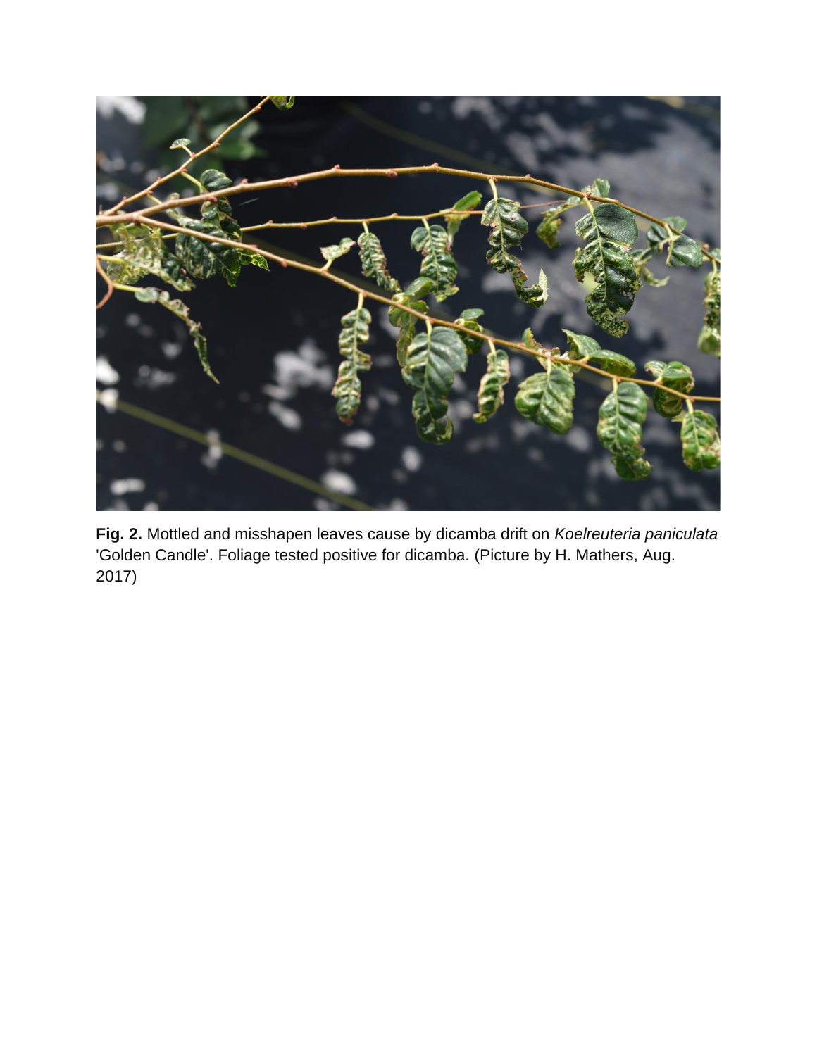**Fig. 2.** Mottled and misshapen leaves cause by dicamba drift on *Koelreuteria paniculata* 'Golden Candle'. Foliage tested positive for dicamba. (Picture by H. Mathers, Aug. 2017)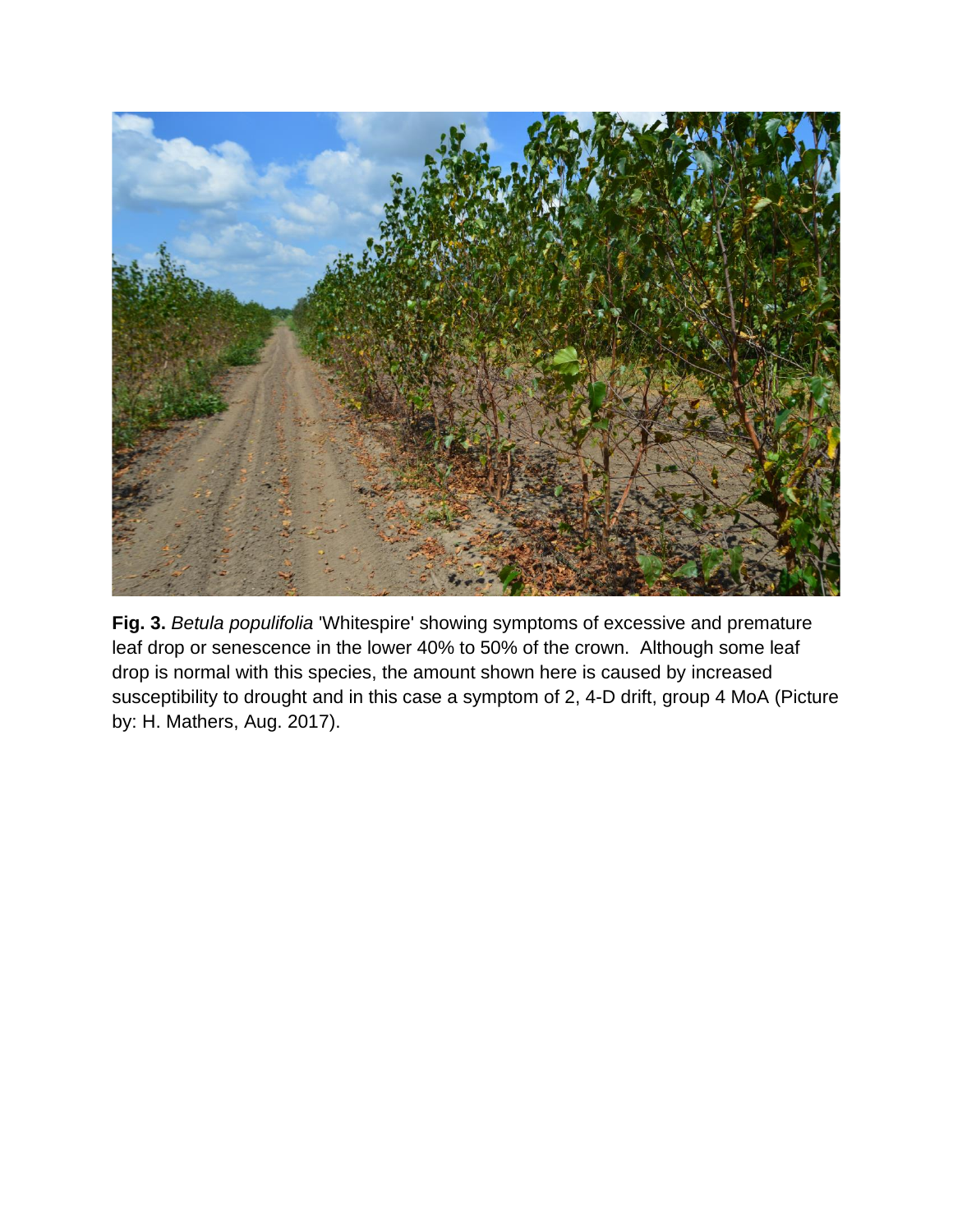**Fig. 3.** *Betula populifolia* 'Whitespire' showing symptoms of excessive and premature leaf drop or senescence in the lower 40% to 50% of the crown. Although some leaf drop is normal with this species, the amount shown here is caused by increased susceptibility to drought and in this case a symptom of 2, 4-D drift, group 4 MoA (Picture by: H. Mathers, Aug. 2017).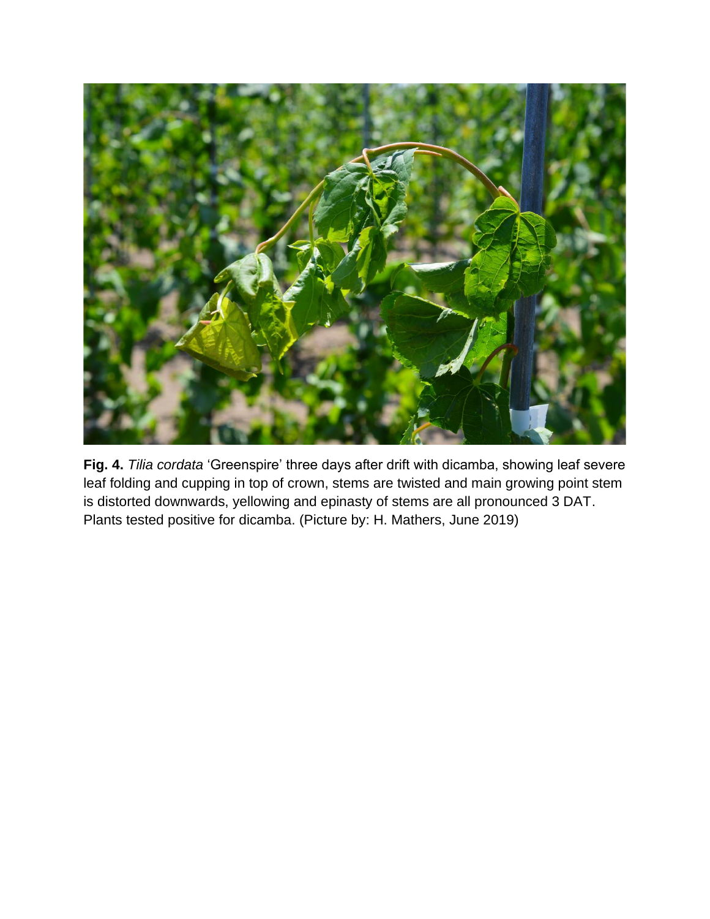**Fig. 4.** *Tilia cordata* 'Greenspire' three days after drift with dicamba, showing leaf severe leaf folding and cupping in top of crown, stems are twisted and main growing point stem is distorted downwards, yellowing and epinasty of stems are all pronounced 3 DAT. Plants tested positive for dicamba. (Picture by: H. Mathers, June 2019)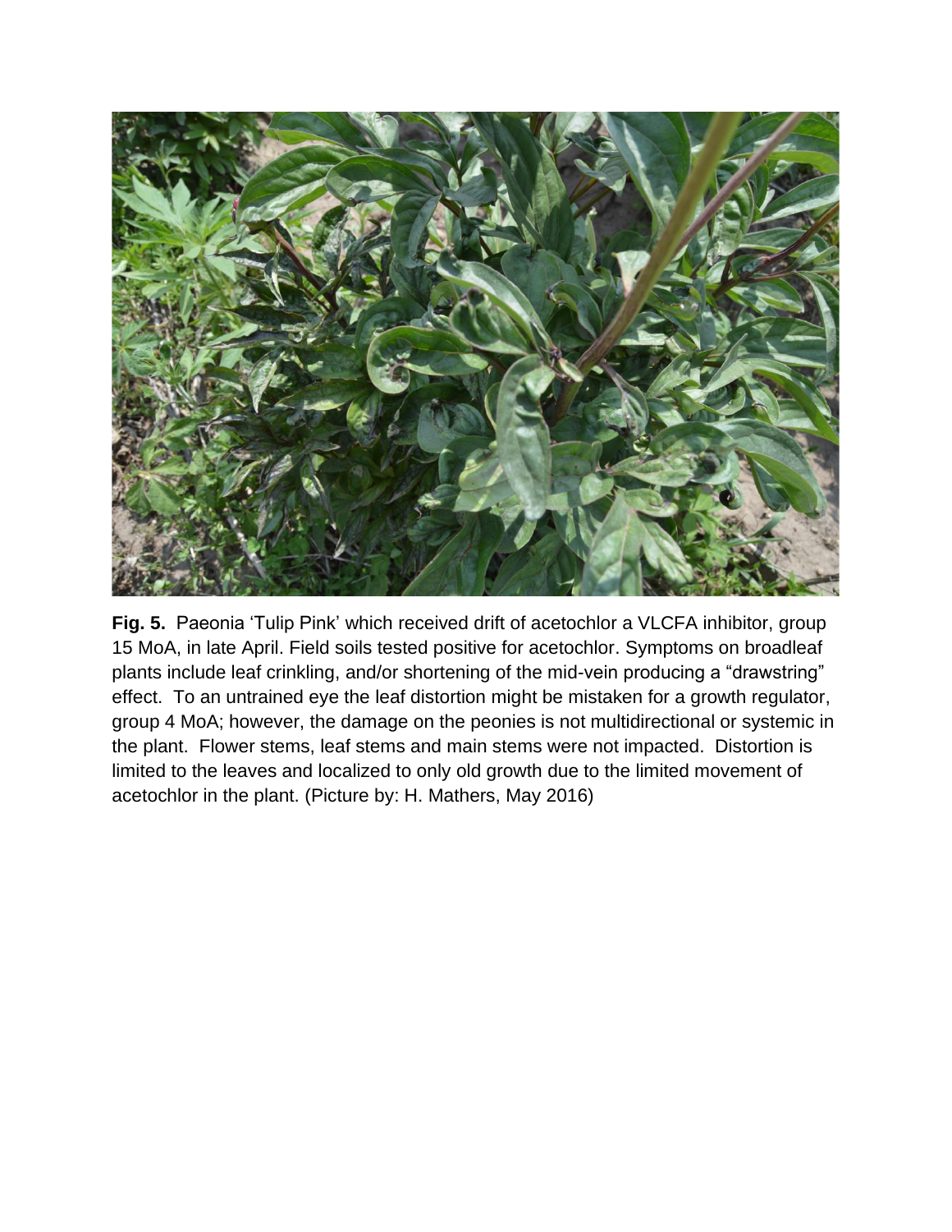**Fig. 5.** Paeonia 'Tulip Pink' which received drift of acetochlor a VLCFA inhibitor, group 15 MoA, in late April. Field soils tested positive for acetochlor. Symptoms on broadleaf plants include leaf crinkling, and/or shortening of the mid-vein producing a "drawstring" effect. To an untrained eye the leaf distortion might be mistaken for a growth regulator, group 4 MoA; however, the damage on the peonies is not multidirectional or systemic in the plant. Flower stems, leaf stems and main stems were not impacted. Distortion is limited to the leaves and localized to only old growth due to the limited movement of acetochlor in the plant. (Picture by: H. Mathers, May 2016)